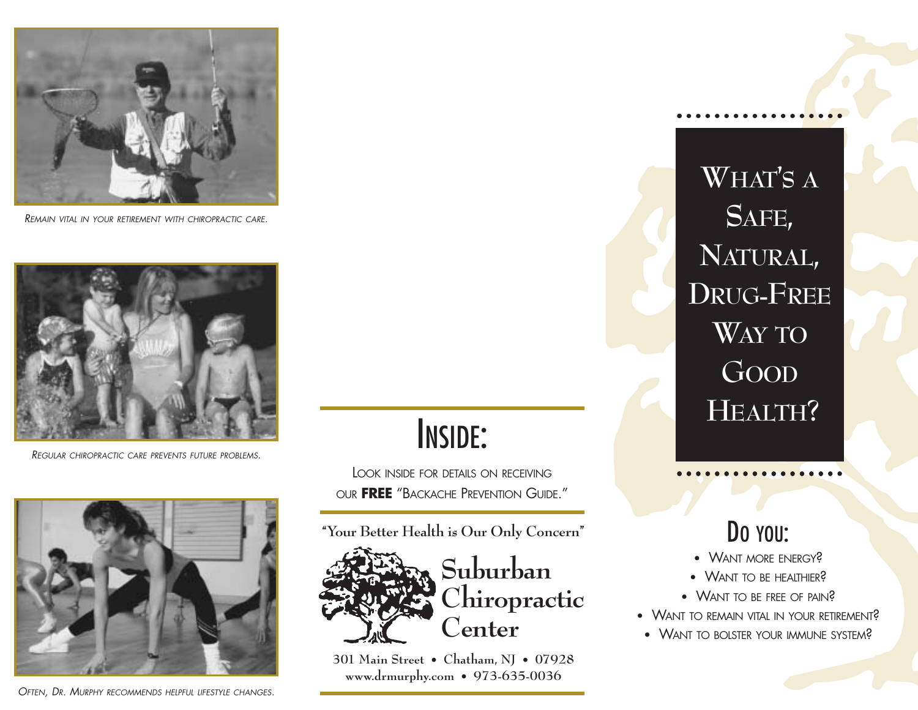*Remain vital in your retirement with chiropractic care.*

*Regular chiropractic care prevents future problems.*

*Often, Dr. Murphy recommends helpful lifestyle changes.*

## Inside:

Look inside for details on receiving our **FREE** "Backache Prevention Guide."

**"Your Better Health is Our Only Concern"**

# Suburban Chiropractic Center

**301 Main Street • Chatham, NJ • 07928**
**www.drmurphy.com • 973-635-0036**

# What's a Safe, Natural, Drug-Free Way to Good Health?

## Do you:

- Want more energy?
- Want to be healthier?
- Want to be free of pain?
- Want to remain vital in your retirement?
- Want to bolster your immune system?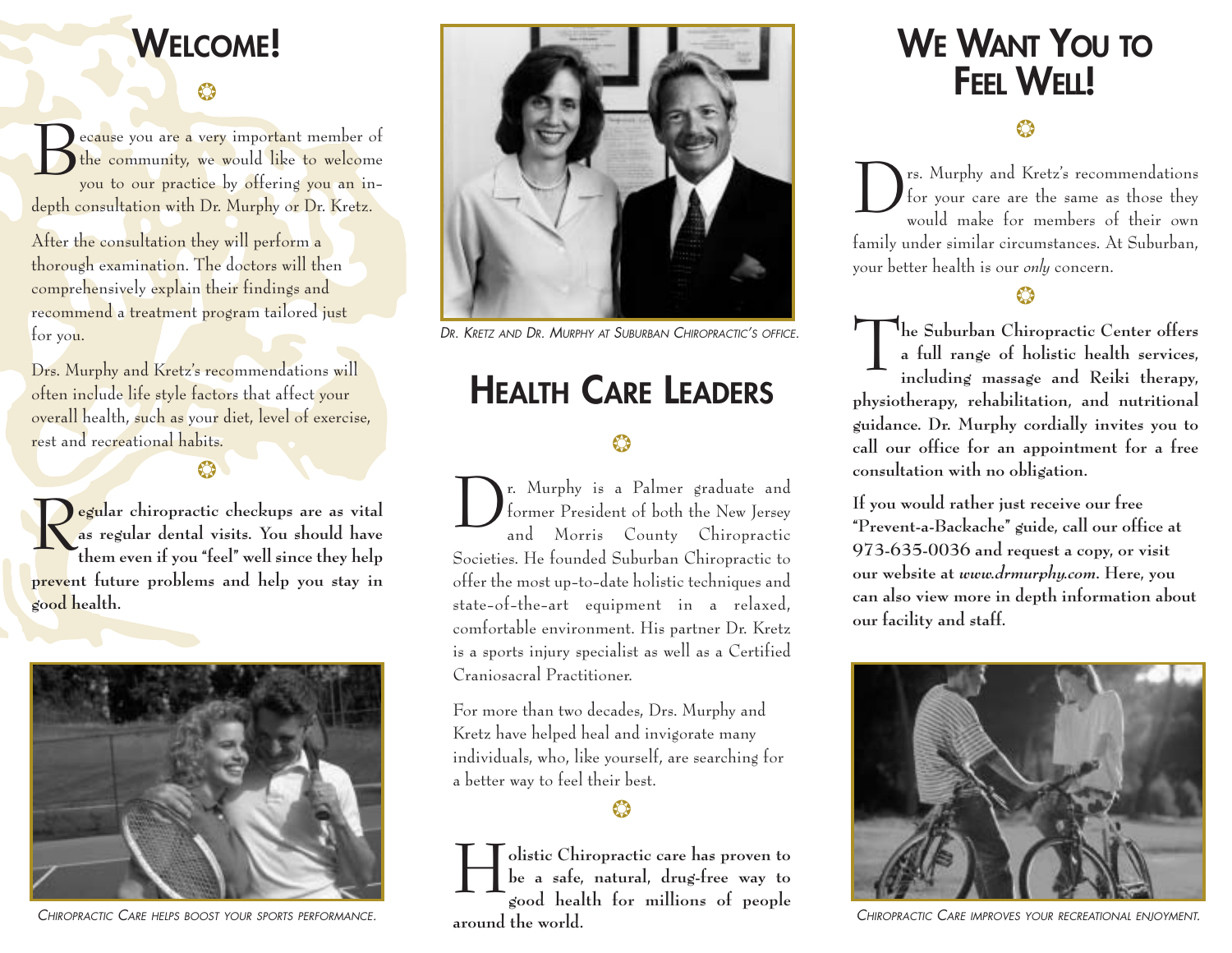# Welcome!

Because you are a very important member of the community, we would like to welcome you to our practice by offering you an in-depth consultation with Dr. Murphy or Dr. Kretz.

After the consultation they will perform a thorough examination. The doctors will then comprehensively explain their findings and recommend a treatment program tailored just for you.

Drs. Murphy and Kretz's recommendations will often include life style factors that affect your overall health, such as your diet, level of exercise, rest and recreational habits.

**Regular chiropractic checkups are as vital as regular dental visits. You should have them even if you "feel" well since they help prevent future problems and help you stay in good health.**

Chiropractic Care helps boost your sports performance.

Dr. Kretz and Dr. Murphy at Suburban Chiropractic's office.

# Health Care Leaders

Dr. Murphy is a Palmer graduate and former President of both the New Jersey and Morris County Chiropractic Societies. He founded Suburban Chiropractic to offer the most up-to-date holistic techniques and state-of-the-art equipment in a relaxed, comfortable environment. His partner Dr. Kretz is a sports injury specialist as well as a Certified Craniosacral Practitioner.

For more than two decades, Drs. Murphy and Kretz have helped heal and invigorate many individuals, who, like yourself, are searching for a better way to feel their best.

**Holistic Chiropractic care has proven to be a safe, natural, drug-free way to good health for millions of people around the world.**

# We Want You to Feel Well!

Drs. Murphy and Kretz's recommendations for your care are the same as those they would make for members of their own family under similar circumstances. At Suburban, your better health is our *only* concern.

**The Suburban Chiropractic Center offers a full range of holistic health services, including massage and Reiki therapy, physiotherapy, rehabilitation, and nutritional guidance. Dr. Murphy cordially invites you to call our office for an appointment for a free consultation with no obligation.**

**If you would rather just receive our free "Prevent-a-Backache" guide, call our office at 973-635-0036 and request a copy, or visit our website at *www.drmurphy.com*. Here, you can also view more in depth information about our facility and staff.**

Chiropractic Care improves your recreational enjoyment.